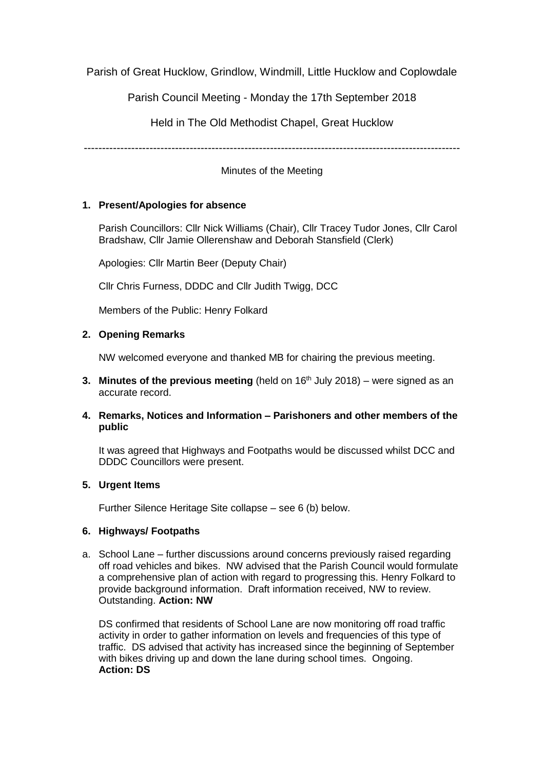Parish of Great Hucklow, Grindlow, Windmill, Little Hucklow and Coplowdale

Parish Council Meeting - Monday the 17th September 2018

Held in The Old Methodist Chapel, Great Hucklow

---

Minutes of the Meeting

1. **Present/Apologies for absence**

   Parish Councillors: Cllr Nick Williams (Chair), Cllr Tracey Tudor Jones, Cllr Carol Bradshaw, Cllr Jamie Ollerenshaw and Deborah Stansfield (Clerk)

   Apologies: Cllr Martin Beer (Deputy Chair)

   Cllr Chris Furness, DDDC and Cllr Judith Twigg, DCC

   Members of the Public: Henry Folkard

2. **Opening Remarks**

   NW welcomed everyone and thanked MB for chairing the previous meeting.

3. **Minutes of the previous meeting** (held on 16th July 2018) – were signed as an accurate record.

4. **Remarks, Notices and Information – Parishoners and other members of the public**

   It was agreed that Highways and Footpaths would be discussed whilst DCC and DDDC Councillors were present.

5. **Urgent Items**

   Further Silence Heritage Site collapse – see 6 (b) below.

6. **Highways/ Footpaths**

a. School Lane – further discussions around concerns previously raised regarding off road vehicles and bikes. NW advised that the Parish Council would formulate a comprehensive plan of action with regard to progressing this. Henry Folkard to provide background information. Draft information received, NW to review. Outstanding. **Action: NW**

   DS confirmed that residents of School Lane are now monitoring off road traffic activity in order to gather information on levels and frequencies of this type of traffic. DS advised that activity has increased since the beginning of September with bikes driving up and down the lane during school times. Ongoing. **Action: DS**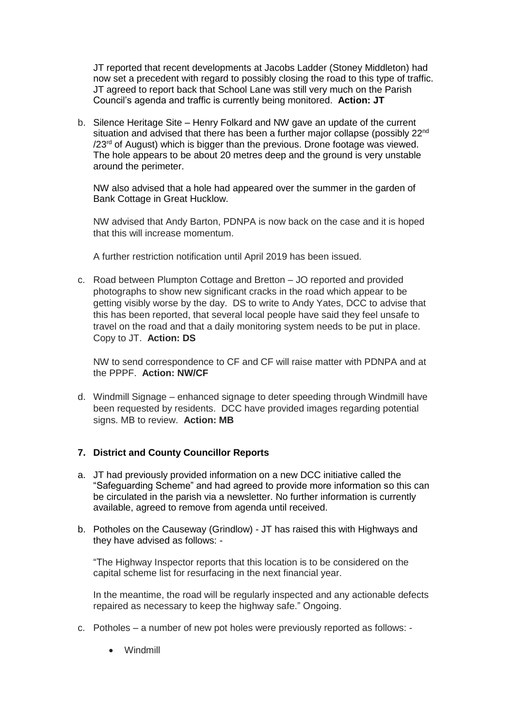JT reported that recent developments at Jacobs Ladder (Stoney Middleton) had now set a precedent with regard to possibly closing the road to this type of traffic. JT agreed to report back that School Lane was still very much on the Parish Council's agenda and traffic is currently being monitored. **Action: JT**

b. Silence Heritage Site – Henry Folkard and NW gave an update of the current situation and advised that there has been a further major collapse (possibly 22nd /23rd of August) which is bigger than the previous. Drone footage was viewed. The hole appears to be about 20 metres deep and the ground is very unstable around the perimeter.

   NW also advised that a hole had appeared over the summer in the garden of Bank Cottage in Great Hucklow.

   NW advised that Andy Barton, PDNPA is now back on the case and it is hoped that this will increase momentum.

   A further restriction notification until April 2019 has been issued.

c. Road between Plumpton Cottage and Bretton – JO reported and provided photographs to show new significant cracks in the road which appear to be getting visibly worse by the day. DS to write to Andy Yates, DCC to advise that this has been reported, that several local people have said they feel unsafe to travel on the road and that a daily monitoring system needs to be put in place. Copy to JT. **Action: DS**

   NW to send correspondence to CF and CF will raise matter with PDNPA and at the PPPF. **Action: NW/CF**

d. Windmill Signage – enhanced signage to deter speeding through Windmill have been requested by residents. DCC have provided images regarding potential signs. MB to review. **Action: MB**

### 7. District and County Councillor Reports

a. JT had previously provided information on a new DCC initiative called the "Safeguarding Scheme" and had agreed to provide more information so this can be circulated in the parish via a newsletter. No further information is currently available, agreed to remove from agenda until received.

b. Potholes on the Causeway (Grindlow) - JT has raised this with Highways and they have advised as follows: -

   "The Highway Inspector reports that this location is to be considered on the capital scheme list for resurfacing in the next financial year.

   In the meantime, the road will be regularly inspected and any actionable defects repaired as necessary to keep the highway safe." Ongoing.

c. Potholes – a number of new pot holes were previously reported as follows: -

   - Windmill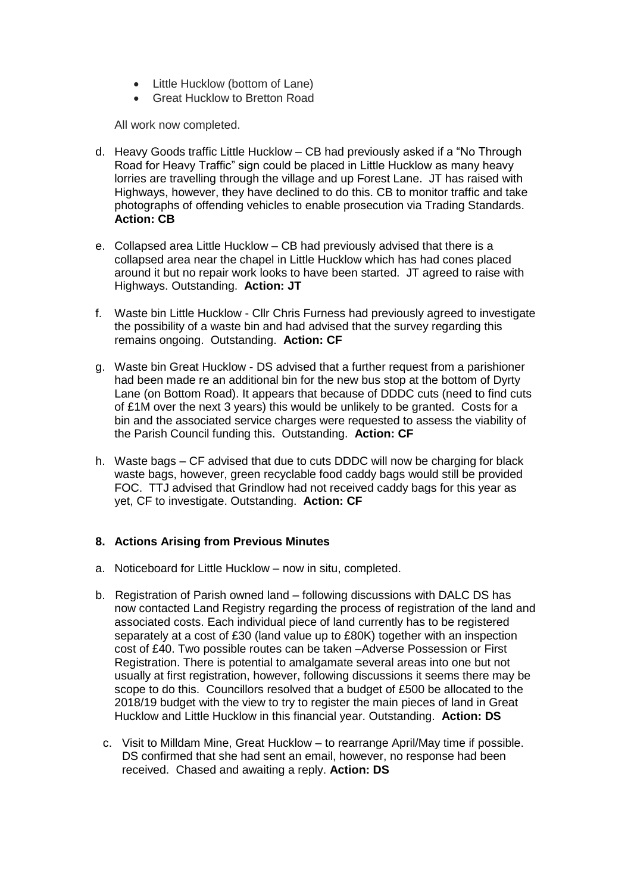- Little Hucklow (bottom of Lane)
- Great Hucklow to Bretton Road

All work now completed.

d. Heavy Goods traffic Little Hucklow – CB had previously asked if a "No Through Road for Heavy Traffic" sign could be placed in Little Hucklow as many heavy lorries are travelling through the village and up Forest Lane. JT has raised with Highways, however, they have declined to do this. CB to monitor traffic and take photographs of offending vehicles to enable prosecution via Trading Standards. **Action: CB**

e. Collapsed area Little Hucklow – CB had previously advised that there is a collapsed area near the chapel in Little Hucklow which has had cones placed around it but no repair work looks to have been started. JT agreed to raise with Highways. Outstanding. **Action: JT**

f. Waste bin Little Hucklow - Cllr Chris Furness had previously agreed to investigate the possibility of a waste bin and had advised that the survey regarding this remains ongoing. Outstanding. **Action: CF**

g. Waste bin Great Hucklow - DS advised that a further request from a parishioner had been made re an additional bin for the new bus stop at the bottom of Dyrty Lane (on Bottom Road). It appears that because of DDDC cuts (need to find cuts of £1M over the next 3 years) this would be unlikely to be granted. Costs for a bin and the associated service charges were requested to assess the viability of the Parish Council funding this. Outstanding. **Action: CF**

h. Waste bags – CF advised that due to cuts DDDC will now be charging for black waste bags, however, green recyclable food caddy bags would still be provided FOC. TTJ advised that Grindlow had not received caddy bags for this year as yet, CF to investigate. Outstanding. **Action: CF**

## 8. Actions Arising from Previous Minutes

a. Noticeboard for Little Hucklow – now in situ, completed.

b. Registration of Parish owned land – following discussions with DALC DS has now contacted Land Registry regarding the process of registration of the land and associated costs. Each individual piece of land currently has to be registered separately at a cost of £30 (land value up to £80K) together with an inspection cost of £40. Two possible routes can be taken –Adverse Possession or First Registration. There is potential to amalgamate several areas into one but not usually at first registration, however, following discussions it seems there may be scope to do this. Councillors resolved that a budget of £500 be allocated to the 2018/19 budget with the view to try to register the main pieces of land in Great Hucklow and Little Hucklow in this financial year. Outstanding. **Action: DS**

c. Visit to Milldam Mine, Great Hucklow – to rearrange April/May time if possible. DS confirmed that she had sent an email, however, no response had been received. Chased and awaiting a reply. **Action: DS**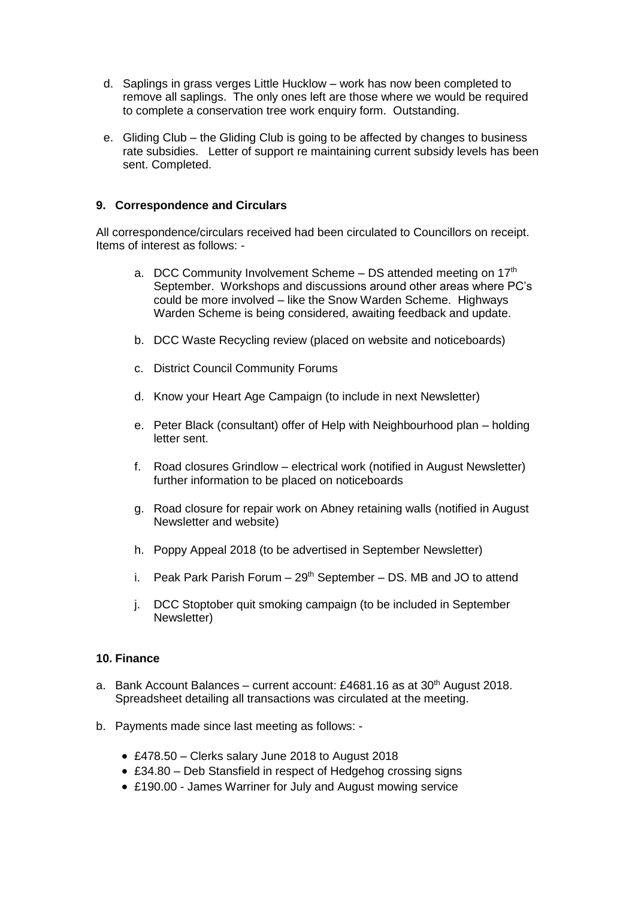d. Saplings in grass verges Little Hucklow – work has now been completed to remove all saplings. The only ones left are those where we would be required to complete a conservation tree work enquiry form. Outstanding.

e. Gliding Club – the Gliding Club is going to be affected by changes to business rate subsidies. Letter of support re maintaining current subsidy levels has been sent. Completed.

### 9. Correspondence and Circulars

All correspondence/circulars received had been circulated to Councillors on receipt. Items of interest as follows: -

a. DCC Community Involvement Scheme – DS attended meeting on 17th September. Workshops and discussions around other areas where PC's could be more involved – like the Snow Warden Scheme. Highways Warden Scheme is being considered, awaiting feedback and update.

b. DCC Waste Recycling review (placed on website and noticeboards)

c. District Council Community Forums

d. Know your Heart Age Campaign (to include in next Newsletter)

e. Peter Black (consultant) offer of Help with Neighbourhood plan – holding letter sent.

f. Road closures Grindlow – electrical work (notified in August Newsletter) further information to be placed on noticeboards

g. Road closure for repair work on Abney retaining walls (notified in August Newsletter and website)

h. Poppy Appeal 2018 (to be advertised in September Newsletter)

i. Peak Park Parish Forum – 29th September – DS. MB and JO to attend

j. DCC Stoptober quit smoking campaign (to be included in September Newsletter)

### 10. Finance

a. Bank Account Balances – current account: £4681.16 as at 30th August 2018. Spreadsheet detailing all transactions was circulated at the meeting.

b. Payments made since last meeting as follows: -

- £478.50 – Clerks salary June 2018 to August 2018
- £34.80 – Deb Stansfield in respect of Hedgehog crossing signs
- £190.00 - James Warriner for July and August mowing service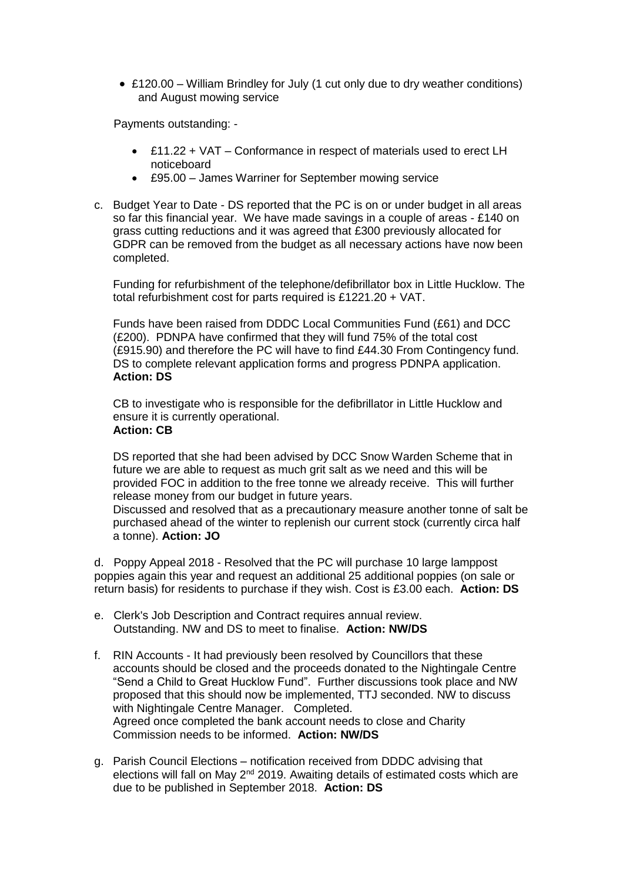- £120.00 – William Brindley for July (1 cut only due to dry weather conditions) and August mowing service

Payments outstanding: -

- £11.22 + VAT – Conformance in respect of materials used to erect LH noticeboard
- £95.00 – James Warriner for September mowing service

c. Budget Year to Date - DS reported that the PC is on or under budget in all areas so far this financial year. We have made savings in a couple of areas - £140 on grass cutting reductions and it was agreed that £300 previously allocated for GDPR can be removed from the budget as all necessary actions have now been completed.

Funding for refurbishment of the telephone/defibrillator box in Little Hucklow. The total refurbishment cost for parts required is £1221.20 + VAT.

Funds have been raised from DDDC Local Communities Fund (£61) and DCC (£200). PDNPA have confirmed that they will fund 75% of the total cost (£915.90) and therefore the PC will have to find £44.30 From Contingency fund. DS to complete relevant application forms and progress PDNPA application.
**Action: DS**

CB to investigate who is responsible for the defibrillator in Little Hucklow and ensure it is currently operational.
**Action: CB**

DS reported that she had been advised by DCC Snow Warden Scheme that in future we are able to request as much grit salt as we need and this will be provided FOC in addition to the free tonne we already receive. This will further release money from our budget in future years.
Discussed and resolved that as a precautionary measure another tonne of salt be purchased ahead of the winter to replenish our current stock (currently circa half a tonne). **Action: JO**

d. Poppy Appeal 2018 - Resolved that the PC will purchase 10 large lamppost poppies again this year and request an additional 25 additional poppies (on sale or return basis) for residents to purchase if they wish. Cost is £3.00 each. **Action: DS**

e. Clerk's Job Description and Contract requires annual review.
Outstanding. NW and DS to meet to finalise. **Action: NW/DS**

f. RIN Accounts - It had previously been resolved by Councillors that these accounts should be closed and the proceeds donated to the Nightingale Centre "Send a Child to Great Hucklow Fund". Further discussions took place and NW proposed that this should now be implemented, TTJ seconded. NW to discuss with Nightingale Centre Manager. Completed.
Agreed once completed the bank account needs to close and Charity Commission needs to be informed. **Action: NW/DS**

g. Parish Council Elections – notification received from DDDC advising that elections will fall on May 2nd 2019. Awaiting details of estimated costs which are due to be published in September 2018. **Action: DS**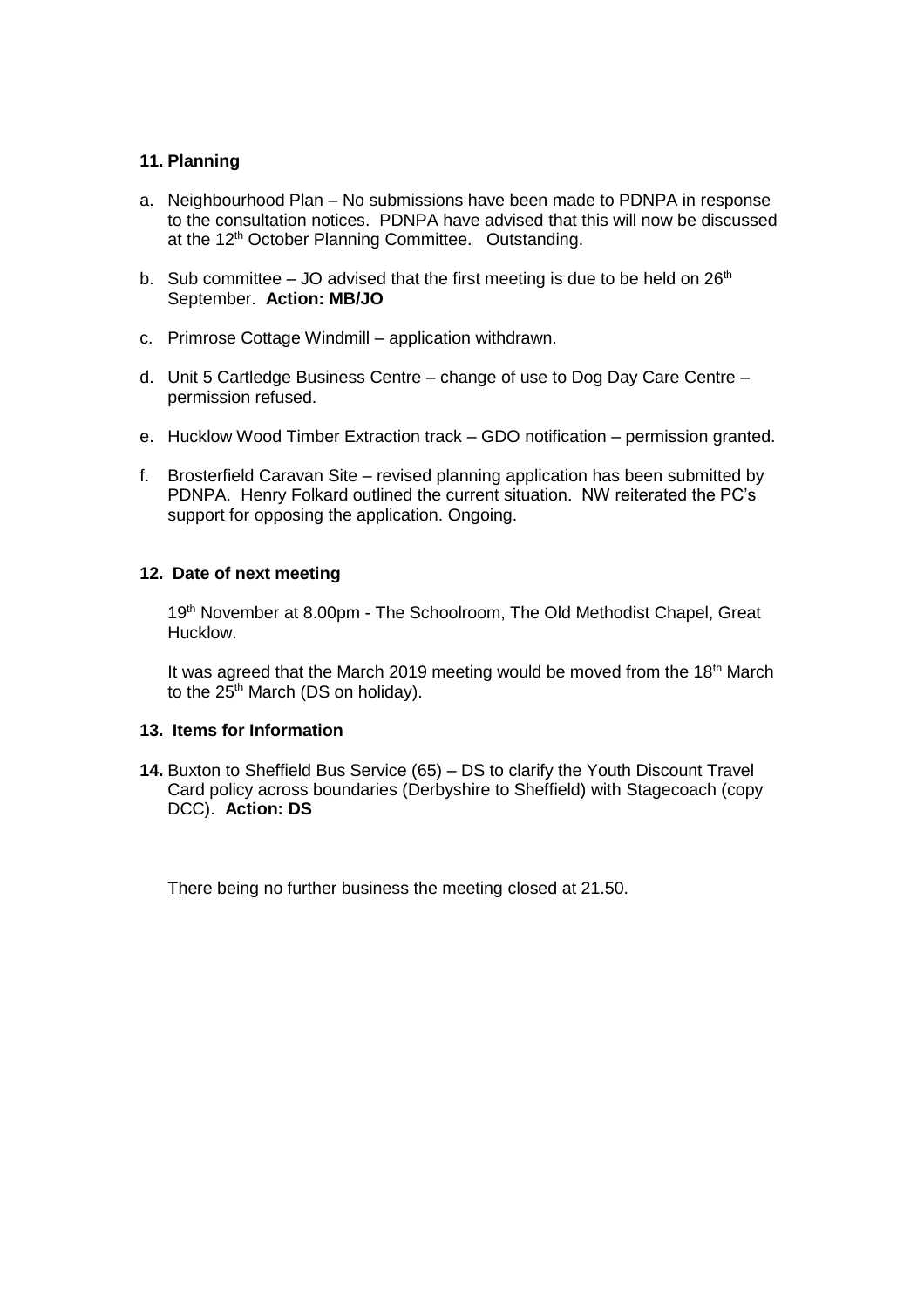## 11. Planning

a. Neighbourhood Plan – No submissions have been made to PDNPA in response to the consultation notices. PDNPA have advised that this will now be discussed at the 12th October Planning Committee. Outstanding.

b. Sub committee – JO advised that the first meeting is due to be held on 26th September. **Action: MB/JO**

c. Primrose Cottage Windmill – application withdrawn.

d. Unit 5 Cartledge Business Centre – change of use to Dog Day Care Centre – permission refused.

e. Hucklow Wood Timber Extraction track – GDO notification – permission granted.

f. Brosterfield Caravan Site – revised planning application has been submitted by PDNPA. Henry Folkard outlined the current situation. NW reiterated the PC's support for opposing the application. Ongoing.

## 12. Date of next meeting

19th November at 8.00pm - The Schoolroom, The Old Methodist Chapel, Great Hucklow.

It was agreed that the March 2019 meeting would be moved from the 18th March to the 25th March (DS on holiday).

## 13. Items for Information

**14.** Buxton to Sheffield Bus Service (65) – DS to clarify the Youth Discount Travel Card policy across boundaries (Derbyshire to Sheffield) with Stagecoach (copy DCC). **Action: DS**

There being no further business the meeting closed at 21.50.